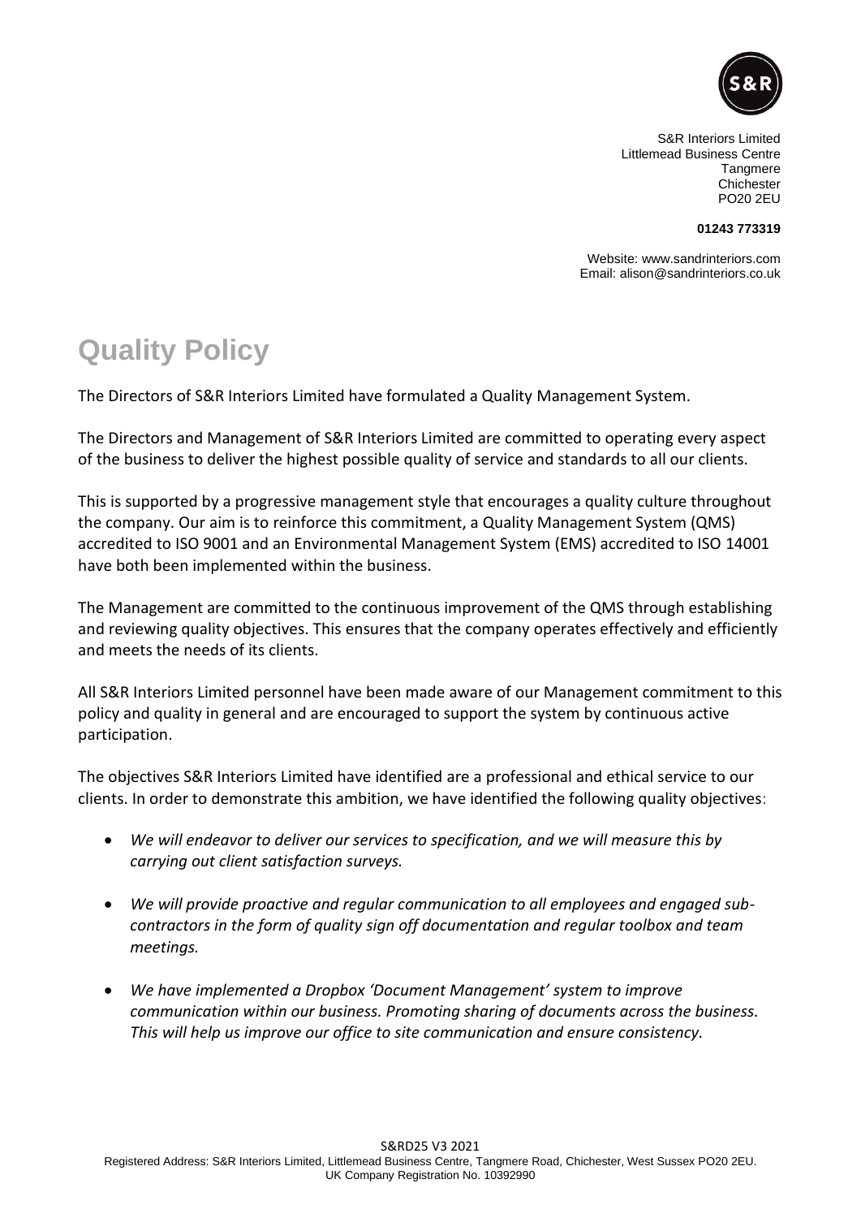S&R Interiors Limited
Littlemead Business Centre
Tangmere
Chichester
PO20 2EU

**01243 773319**

Website: www.sandrinteriors.com
Email: alison@sandrinteriors.co.uk

# Quality Policy

The Directors of S&R Interiors Limited have formulated a Quality Management System.

The Directors and Management of S&R Interiors Limited are committed to operating every aspect of the business to deliver the highest possible quality of service and standards to all our clients.

This is supported by a progressive management style that encourages a quality culture throughout the company. Our aim is to reinforce this commitment, a Quality Management System (QMS) accredited to ISO 9001 and an Environmental Management System (EMS) accredited to ISO 14001 have both been implemented within the business.

The Management are committed to the continuous improvement of the QMS through establishing and reviewing quality objectives. This ensures that the company operates effectively and efficiently and meets the needs of its clients.

All S&R Interiors Limited personnel have been made aware of our Management commitment to this policy and quality in general and are encouraged to support the system by continuous active participation.

The objectives S&R Interiors Limited have identified are a professional and ethical service to our clients. In order to demonstrate this ambition, we have identified the following quality objectives:

- *We will endeavor to deliver our services to specification, and we will measure this by carrying out client satisfaction surveys.*
- *We will provide proactive and regular communication to all employees and engaged sub-contractors in the form of quality sign off documentation and regular toolbox and team meetings.*
- *We have implemented a Dropbox 'Document Management' system to improve communication within our business. Promoting sharing of documents across the business. This will help us improve our office to site communication and ensure consistency.*

S&RD25 V3 2021
Registered Address: S&R Interiors Limited, Littlemead Business Centre, Tangmere Road, Chichester, West Sussex PO20 2EU.
UK Company Registration No. 10392990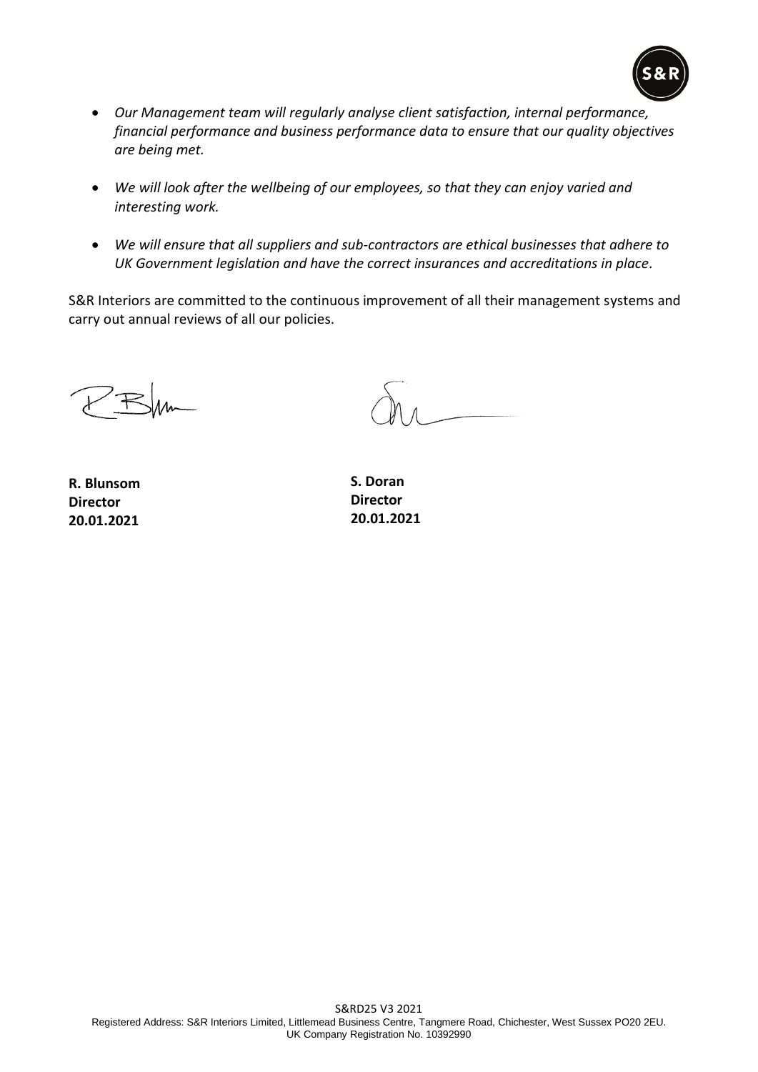- *Our Management team will regularly analyse client satisfaction, internal performance, financial performance and business performance data to ensure that our quality objectives are being met.*

- *We will look after the wellbeing of our employees, so that they can enjoy varied and interesting work.*

- *We will ensure that all suppliers and sub-contractors are ethical businesses that adhere to UK Government legislation and have the correct insurances and accreditations in place.*

S&R Interiors are committed to the continuous improvement of all their management systems and carry out annual reviews of all our policies.

**R. Blunsom**
**Director**
**20.01.2021**

**S. Doran**
**Director**
**20.01.2021**

S&RD25 V3 2021
Registered Address: S&R Interiors Limited, Littlemead Business Centre, Tangmere Road, Chichester, West Sussex PO20 2EU.
UK Company Registration No. 10392990